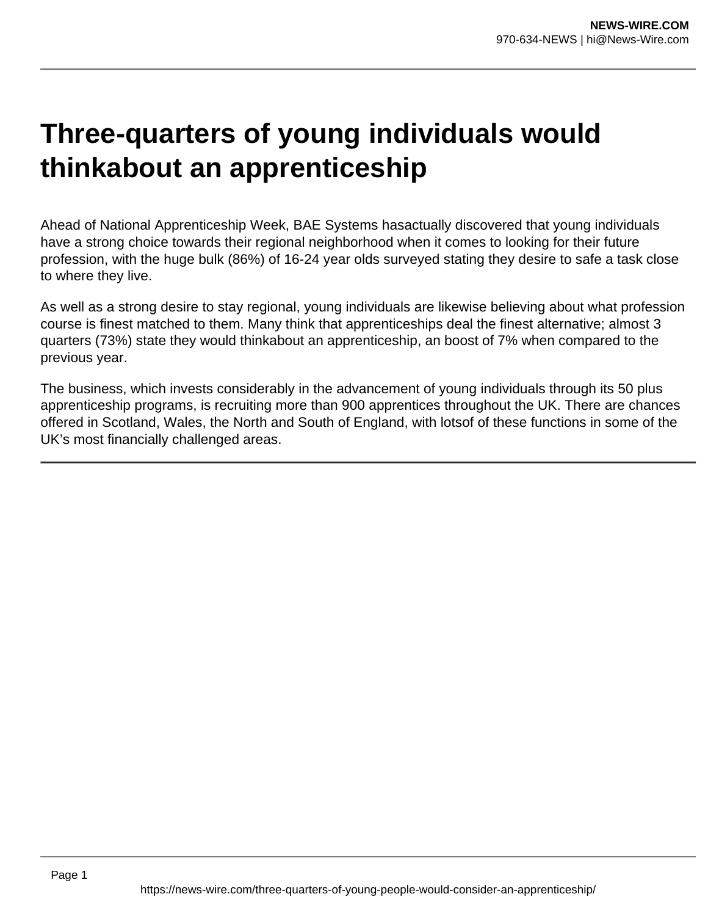# Three-quarters of young individuals would thinkabout an apprenticeship

Ahead of National Apprenticeship Week, BAE Systems hasactually discovered that young individuals have a strong choice towards their regional neighborhood when it comes to looking for their future profession, with the huge bulk (86%) of 16-24 year olds surveyed stating they desire to safe a task close to where they live.

As well as a strong desire to stay regional, young individuals are likewise believing about what profession course is finest matched to them. Many think that apprenticeships deal the finest alternative; almost 3 quarters (73%) state they would thinkabout an apprenticeship, an boost of 7% when compared to the previous year.

The business, which invests considerably in the advancement of young individuals through its 50 plus apprenticeship programs, is recruiting more than 900 apprentices throughout the UK. There are chances offered in Scotland, Wales, the North and South of England, with lotsof of these functions in some of the UK's most financially challenged areas.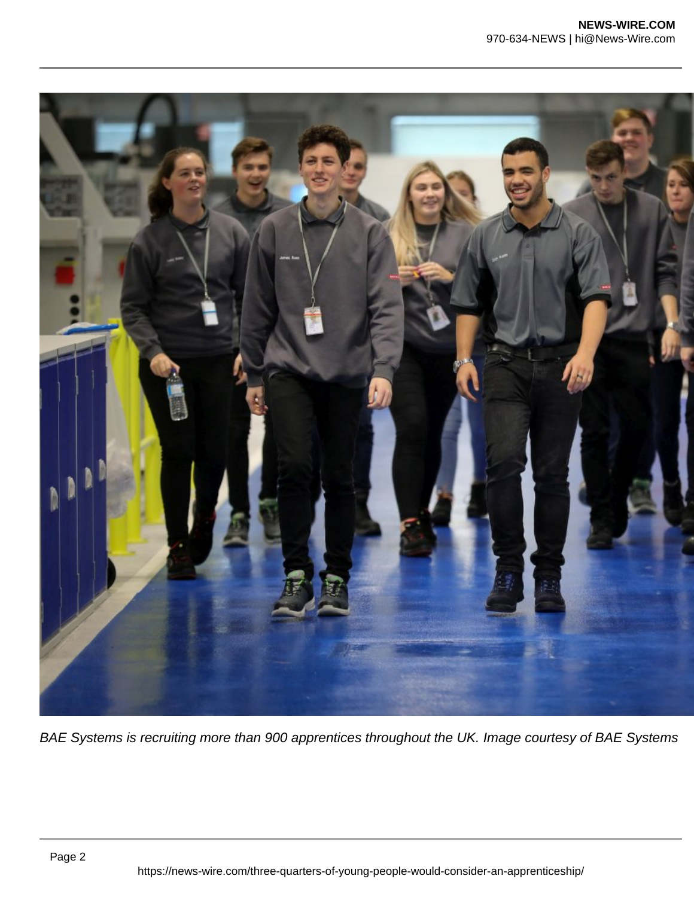*BAE Systems is recruiting more than 900 apprentices throughout the UK. Image courtesy of BAE Systems*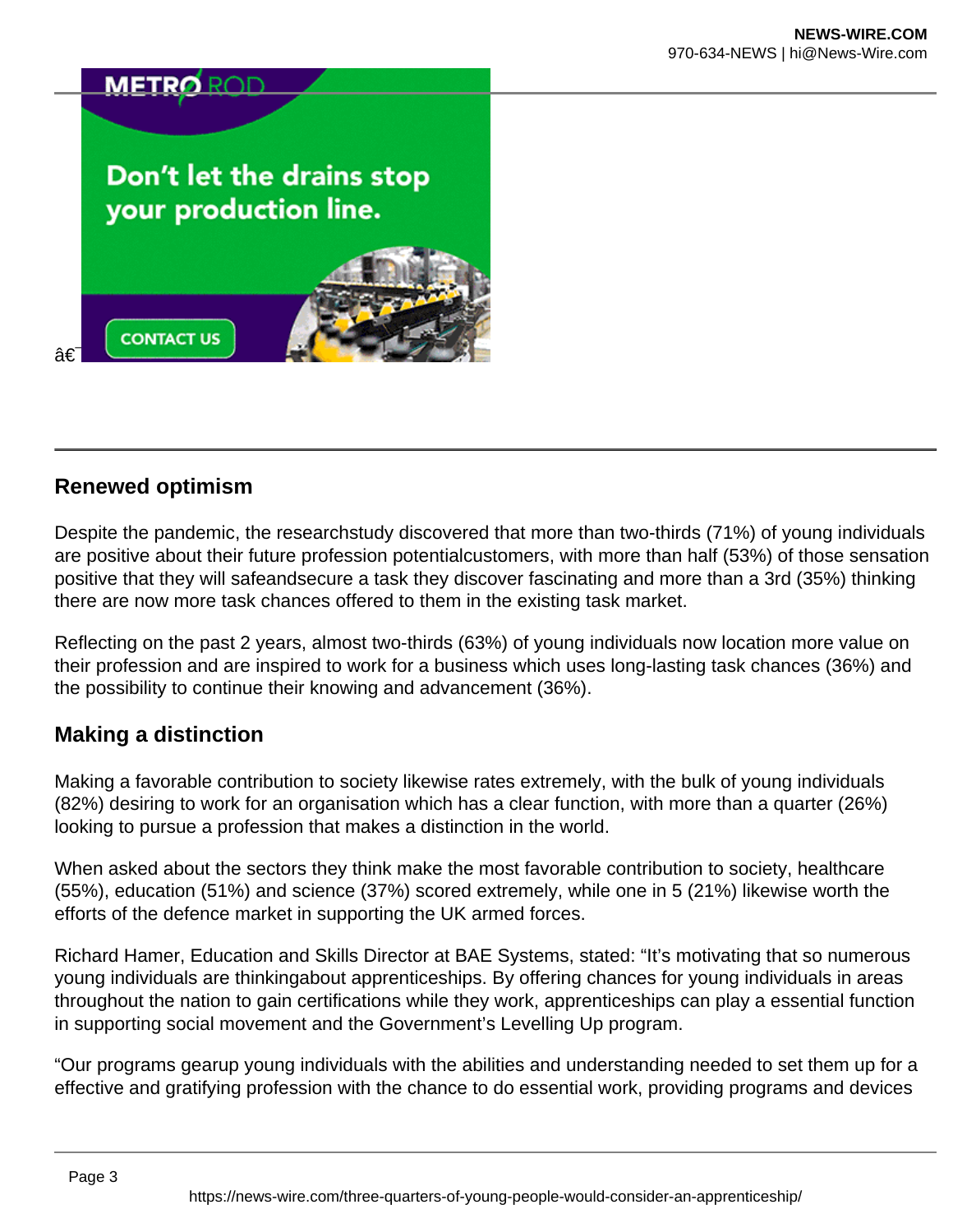â€¯

## Renewed optimism

Despite the pandemic, the researchstudy discovered that more than two-thirds (71%) of young individuals are positive about their future profession potentialcustomers, with more than half (53%) of those sensation positive that they will safeandsecure a task they discover fascinating and more than a 3rd (35%) thinking there are now more task chances offered to them in the existing task market.

Reflecting on the past 2 years, almost two-thirds (63%) of young individuals now location more value on their profession and are inspired to work for a business which uses long-lasting task chances (36%) and the possibility to continue their knowing and advancement (36%).

## Making a distinction

Making a favorable contribution to society likewise rates extremely, with the bulk of young individuals (82%) desiring to work for an organisation which has a clear function, with more than a quarter (26%) looking to pursue a profession that makes a distinction in the world.

When asked about the sectors they think make the most favorable contribution to society, healthcare (55%), education (51%) and science (37%) scored extremely, while one in 5 (21%) likewise worth the efforts of the defence market in supporting the UK armed forces.

Richard Hamer, Education and Skills Director at BAE Systems, stated: "It's motivating that so numerous young individuals are thinkingabout apprenticeships. By offering chances for young individuals in areas throughout the nation to gain certifications while they work, apprenticeships can play a essential function in supporting social movement and the Government's Levelling Up program.

"Our programs gearup young individuals with the abilities and understanding needed to set them up for a effective and gratifying profession with the chance to do essential work, providing programs and devices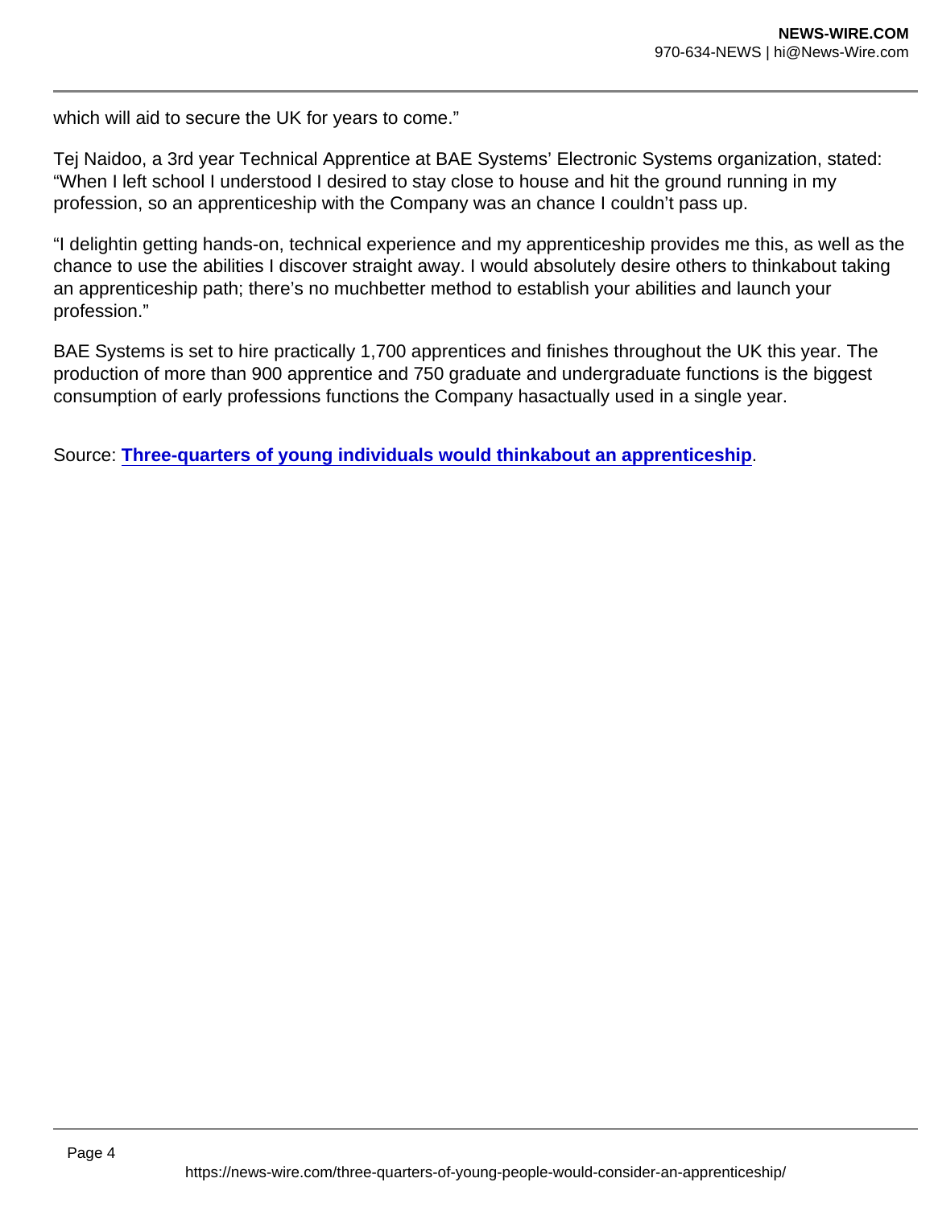which will aid to secure the UK for years to come."

Tej Naidoo, a 3rd year Technical Apprentice at BAE Systems' Electronic Systems organization, stated: "When I left school I understood I desired to stay close to house and hit the ground running in my profession, so an apprenticeship with the Company was an chance I couldn't pass up.

"I delightin getting hands-on, technical experience and my apprenticeship provides me this, as well as the chance to use the abilities I discover straight away. I would absolutely desire others to thinkabout taking an apprenticeship path; there's no muchbetter method to establish your abilities and launch your profession."

BAE Systems is set to hire practically 1,700 apprentices and finishes throughout the UK this year. The production of more than 900 apprentice and 750 graduate and undergraduate functions is the biggest consumption of early professions functions the Company hasactually used in a single year.

Source: **[Three-quarters of young individuals would thinkabout an apprenticeship](https://news-wire.com/three-quarters-of-young-people-would-consider-an-apprenticeship/)**.